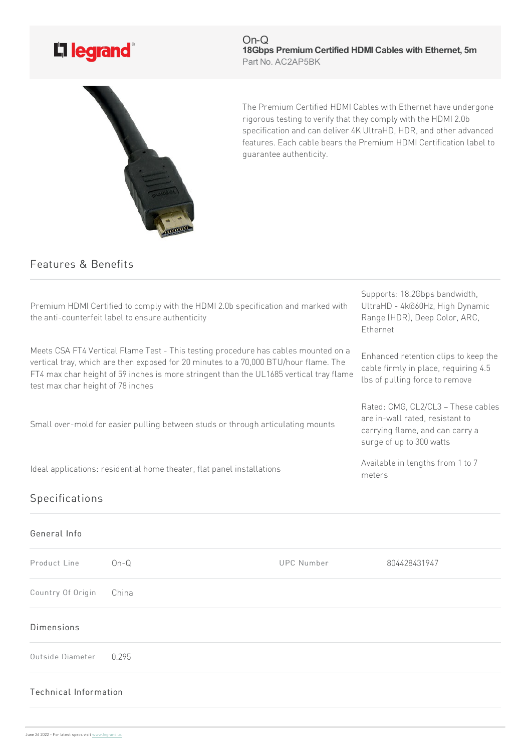On-Q

**18Gbps Premium Certified HDMI Cables with Ethernet, 5m**

Part No. AC2AP5BK

The Premium Certified HDMI Cables with Ethernet have undergone rigorous testing to verify that they comply with the HDMI 2.0b specification and can deliver 4K UltraHD, HDR, and other advanced features. Each cable bears the Premium HDMI Certification label to guarantee authenticity.

## Features & Benefits

- Premium HDMI Certified to comply with the HDMI 2.0b specification and marked with the anti-counterfeit label to ensure authenticity
- Supports: 18.2Gbps bandwidth, UltraHD - 4k@60Hz, High Dynamic Range (HDR), Deep Color, ARC, Ethernet
- Meets CSA FT4 Vertical Flame Test - This testing procedure has cables mounted on a vertical tray, which are then exposed for 20 minutes to a 70,000 BTU/hour flame. The FT4 max char height of 59 inches is more stringent than the UL1685 vertical tray flame test max char height of 78 inches
- Enhanced retention clips to keep the cable firmly in place, requiring 4.5 lbs of pulling force to remove
- Small over-mold for easier pulling between studs or through articulating mounts
- Rated: CMG, CL2/CL3 – These cables are in-wall rated, resistant to carrying flame, and can carry a surge of up to 300 watts
- Ideal applications: residential home theater, flat panel installations
- Available in lengths from 1 to 7 meters

## Specifications

### General Info

| | | | |
|---|---|---|---|
| Product Line | On-Q | UPC Number | 804428431947 |
| Country Of Origin | China | | |

### Dimensions

| | |
|---|---|
| Outside Diameter | 0.295 |

### Technical Information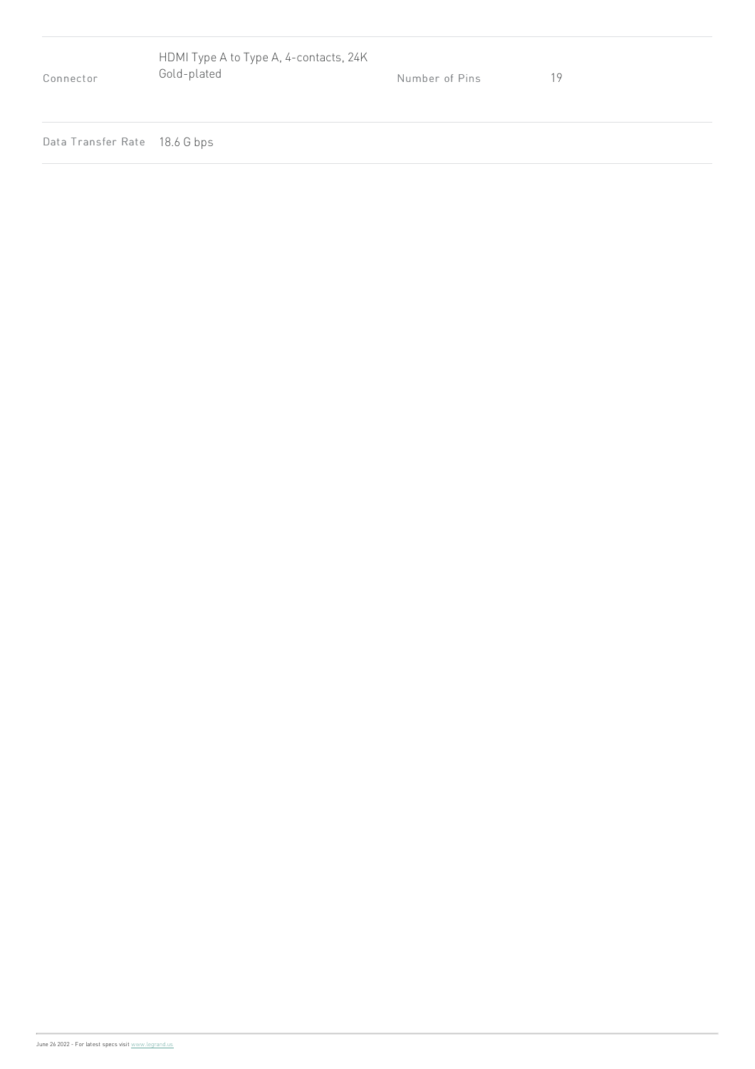| | | | |
|---|---|---|---|
| Connector | HDMI Type A to Type A, 4-contacts, 24K Gold-plated | Number of Pins | 19 |
| Data Transfer Rate | 18.6 G bps | | |